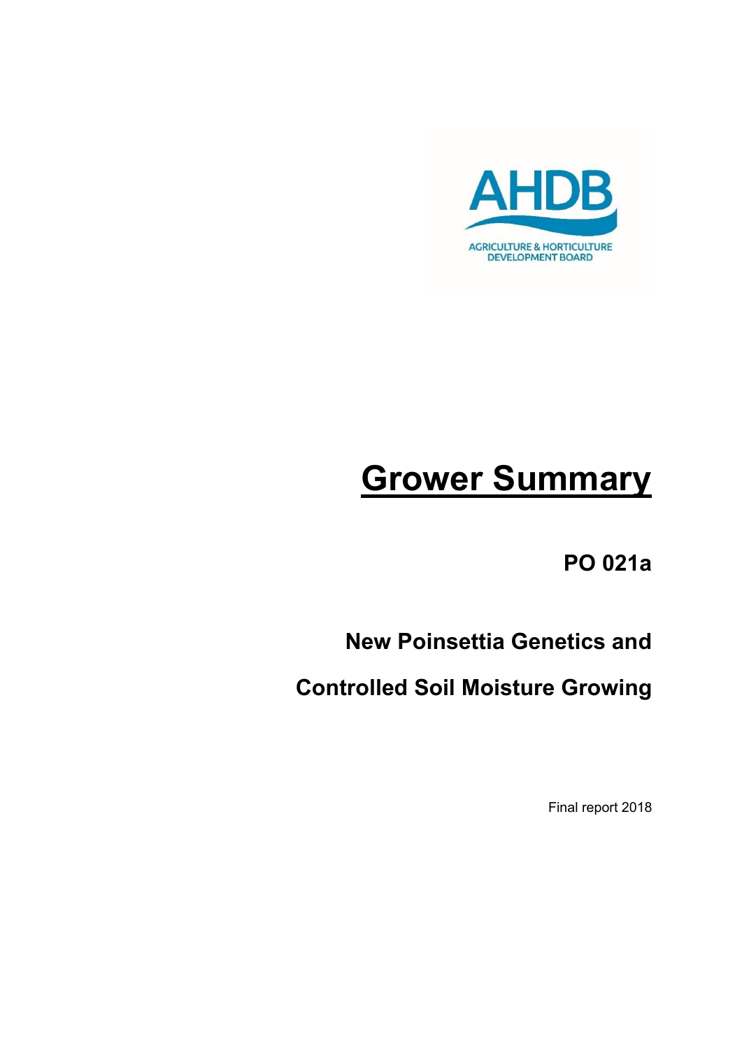AHDB

AGRICULTURE & HORTICULTURE DEVELOPMENT BOARD

# Grower Summary

## PO 021a

## New Poinsettia Genetics and Controlled Soil Moisture Growing

Final report 2018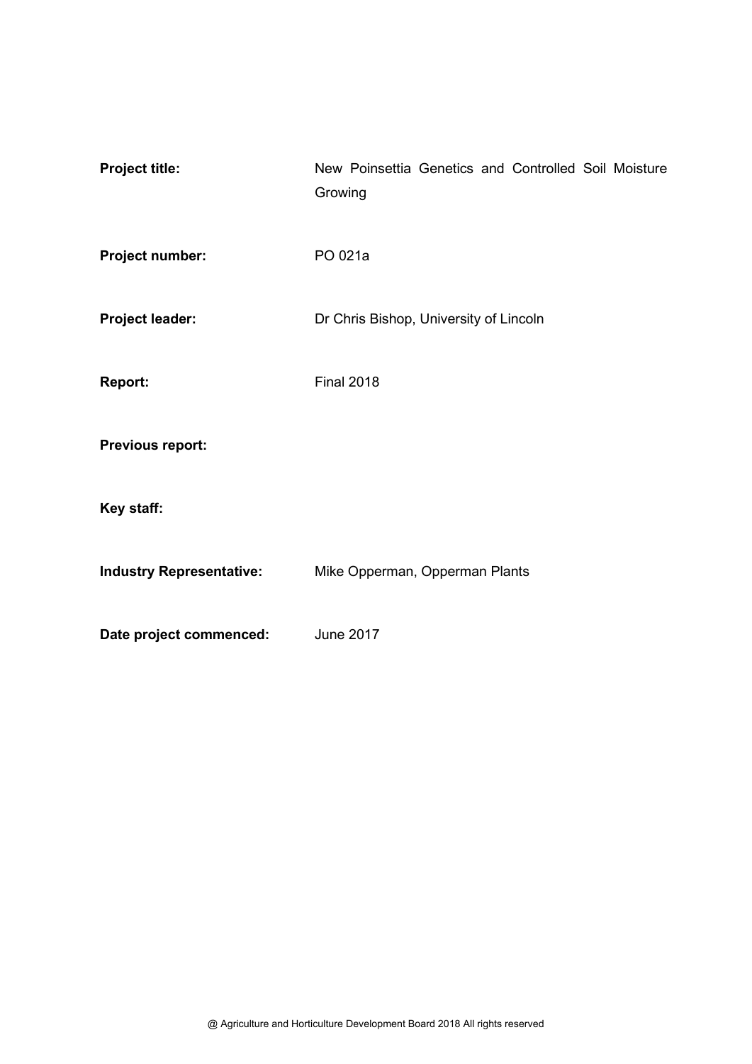| | |
|---|---|
| **Project title:** | New Poinsettia Genetics and Controlled Soil Moisture Growing |
| **Project number:** | PO 021a |
| **Project leader:** | Dr Chris Bishop, University of Lincoln |
| **Report:** | Final 2018 |
| **Previous report:** | |
| **Key staff:** | |
| **Industry Representative:** | Mike Opperman, Opperman Plants |
| **Date project commenced:** | June 2017 |

@ Agriculture and Horticulture Development Board 2018 All rights reserved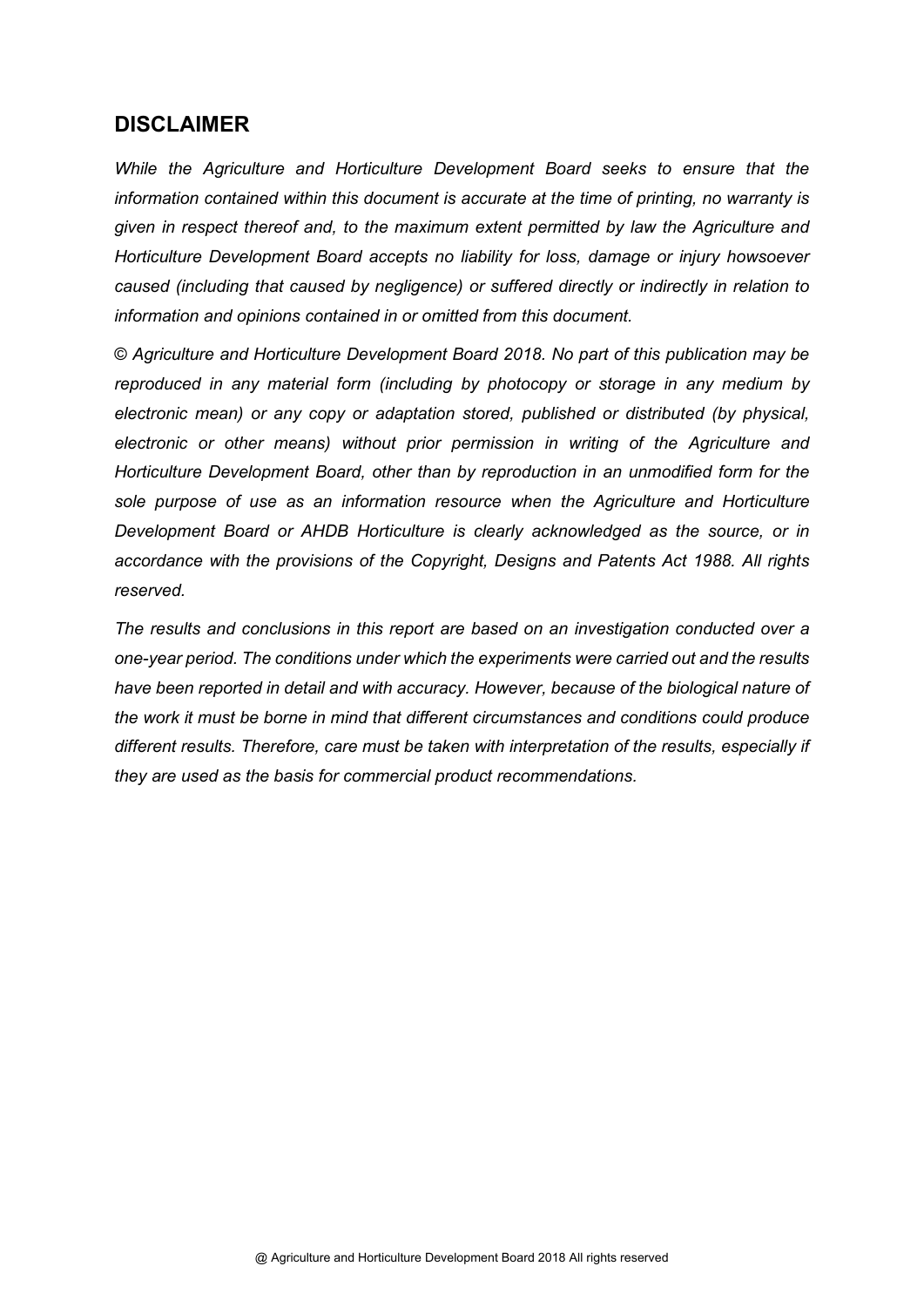## DISCLAIMER

*While the Agriculture and Horticulture Development Board seeks to ensure that the information contained within this document is accurate at the time of printing, no warranty is given in respect thereof and, to the maximum extent permitted by law the Agriculture and Horticulture Development Board accepts no liability for loss, damage or injury howsoever caused (including that caused by negligence) or suffered directly or indirectly in relation to information and opinions contained in or omitted from this document.*

*© Agriculture and Horticulture Development Board 2018. No part of this publication may be reproduced in any material form (including by photocopy or storage in any medium by electronic mean) or any copy or adaptation stored, published or distributed (by physical, electronic or other means) without prior permission in writing of the Agriculture and Horticulture Development Board, other than by reproduction in an unmodified form for the sole purpose of use as an information resource when the Agriculture and Horticulture Development Board or AHDB Horticulture is clearly acknowledged as the source, or in accordance with the provisions of the Copyright, Designs and Patents Act 1988. All rights reserved.*

*The results and conclusions in this report are based on an investigation conducted over a one-year period. The conditions under which the experiments were carried out and the results have been reported in detail and with accuracy. However, because of the biological nature of the work it must be borne in mind that different circumstances and conditions could produce different results. Therefore, care must be taken with interpretation of the results, especially if they are used as the basis for commercial product recommendations.*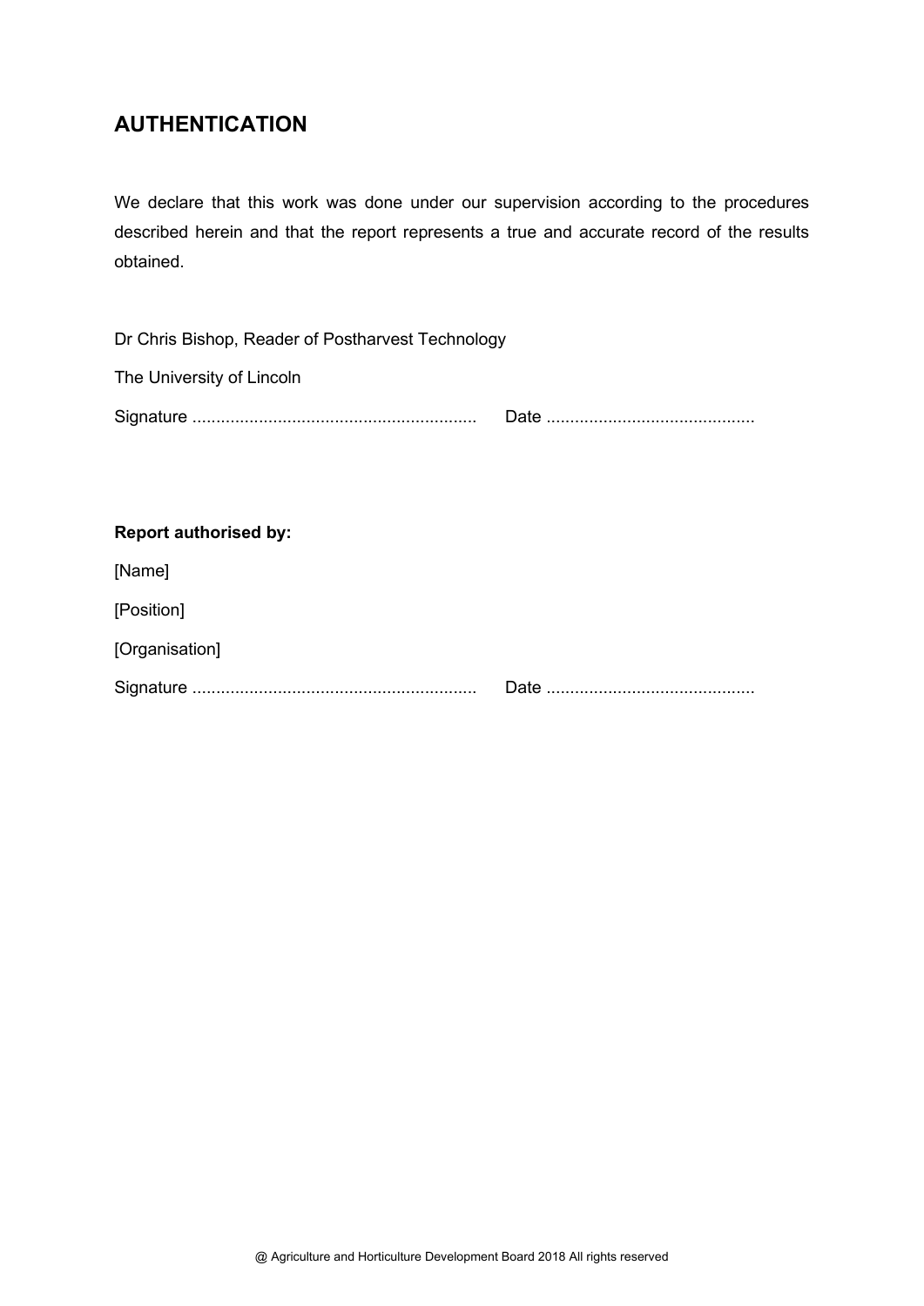## AUTHENTICATION

We declare that this work was done under our supervision according to the procedures described herein and that the report represents a true and accurate record of the results obtained.

Dr Chris Bishop, Reader of Postharvest Technology

The University of Lincoln

Signature ............................................................ Date ............................................

**Report authorised by:**

[Name]

[Position]

[Organisation]

Signature ............................................................ Date ............................................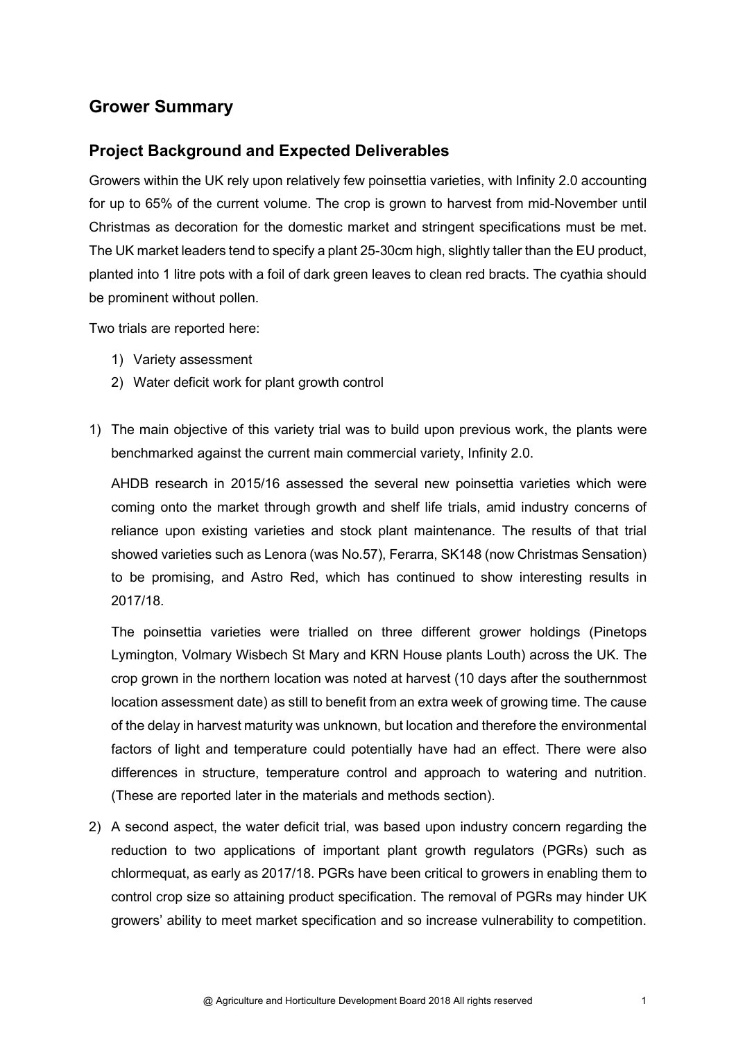## Grower Summary

### Project Background and Expected Deliverables

Growers within the UK rely upon relatively few poinsettia varieties, with Infinity 2.0 accounting for up to 65% of the current volume. The crop is grown to harvest from mid-November until Christmas as decoration for the domestic market and stringent specifications must be met. The UK market leaders tend to specify a plant 25-30cm high, slightly taller than the EU product, planted into 1 litre pots with a foil of dark green leaves to clean red bracts. The cyathia should be prominent without pollen.

Two trials are reported here:

1) Variety assessment
2) Water deficit work for plant growth control

1) The main objective of this variety trial was to build upon previous work, the plants were benchmarked against the current main commercial variety, Infinity 2.0.

   AHDB research in 2015/16 assessed the several new poinsettia varieties which were coming onto the market through growth and shelf life trials, amid industry concerns of reliance upon existing varieties and stock plant maintenance. The results of that trial showed varieties such as Lenora (was No.57), Ferarra, SK148 (now Christmas Sensation) to be promising, and Astro Red, which has continued to show interesting results in 2017/18.

   The poinsettia varieties were trialled on three different grower holdings (Pinetops Lymington, Volmary Wisbech St Mary and KRN House plants Louth) across the UK. The crop grown in the northern location was noted at harvest (10 days after the southernmost location assessment date) as still to benefit from an extra week of growing time. The cause of the delay in harvest maturity was unknown, but location and therefore the environmental factors of light and temperature could potentially have had an effect. There were also differences in structure, temperature control and approach to watering and nutrition. (These are reported later in the materials and methods section).

2) A second aspect, the water deficit trial, was based upon industry concern regarding the reduction to two applications of important plant growth regulators (PGRs) such as chlormequat, as early as 2017/18. PGRs have been critical to growers in enabling them to control crop size so attaining product specification. The removal of PGRs may hinder UK growers' ability to meet market specification and so increase vulnerability to competition.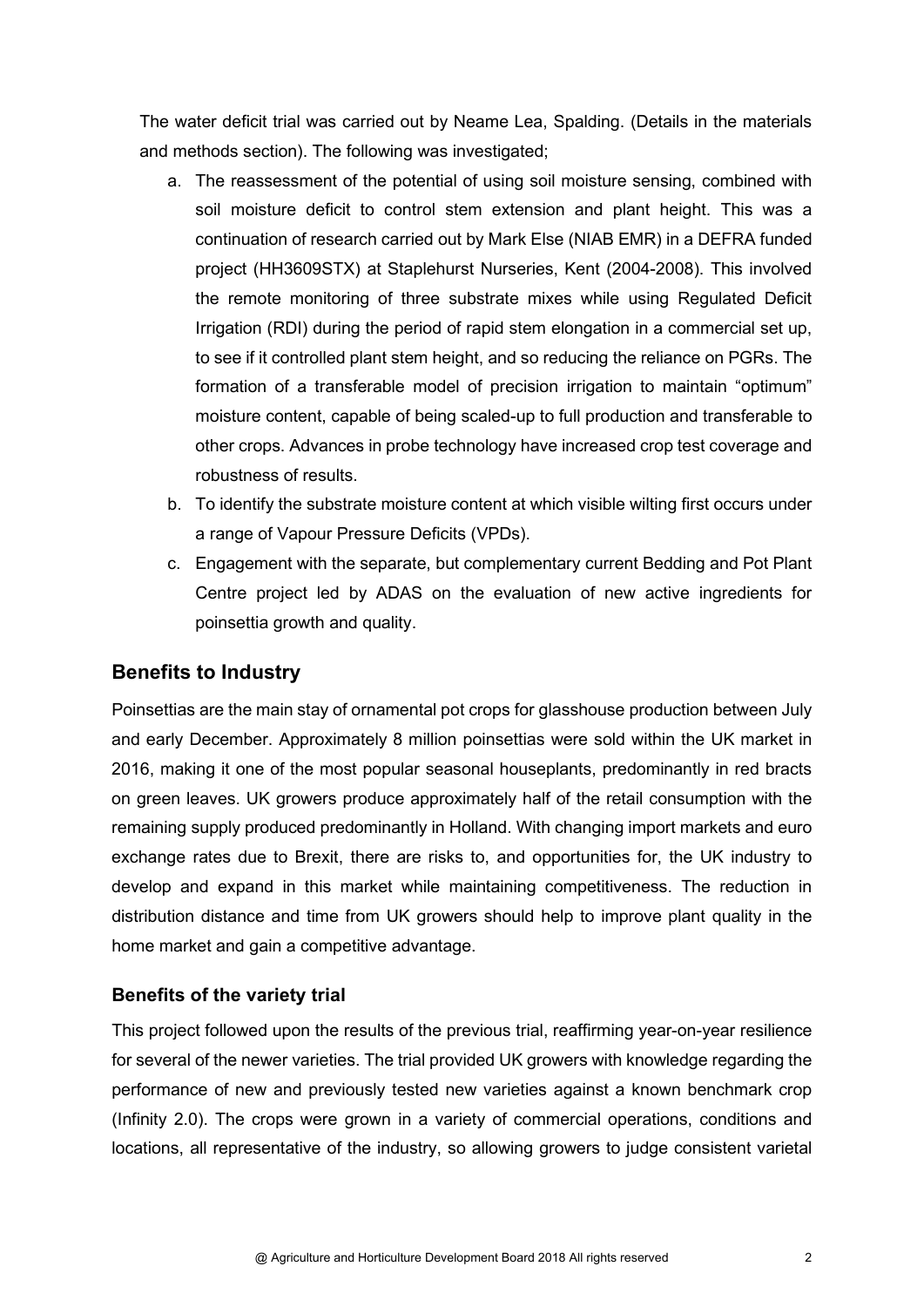The water deficit trial was carried out by Neame Lea, Spalding. (Details in the materials and methods section). The following was investigated;

a. The reassessment of the potential of using soil moisture sensing, combined with soil moisture deficit to control stem extension and plant height. This was a continuation of research carried out by Mark Else (NIAB EMR) in a DEFRA funded project (HH3609STX) at Staplehurst Nurseries, Kent (2004-2008). This involved the remote monitoring of three substrate mixes while using Regulated Deficit Irrigation (RDI) during the period of rapid stem elongation in a commercial set up, to see if it controlled plant stem height, and so reducing the reliance on PGRs. The formation of a transferable model of precision irrigation to maintain "optimum" moisture content, capable of being scaled-up to full production and transferable to other crops. Advances in probe technology have increased crop test coverage and robustness of results.
b. To identify the substrate moisture content at which visible wilting first occurs under a range of Vapour Pressure Deficits (VPDs).
c. Engagement with the separate, but complementary current Bedding and Pot Plant Centre project led by ADAS on the evaluation of new active ingredients for poinsettia growth and quality.

## Benefits to Industry

Poinsettias are the main stay of ornamental pot crops for glasshouse production between July and early December. Approximately 8 million poinsettias were sold within the UK market in 2016, making it one of the most popular seasonal houseplants, predominantly in red bracts on green leaves. UK growers produce approximately half of the retail consumption with the remaining supply produced predominantly in Holland. With changing import markets and euro exchange rates due to Brexit, there are risks to, and opportunities for, the UK industry to develop and expand in this market while maintaining competitiveness. The reduction in distribution distance and time from UK growers should help to improve plant quality in the home market and gain a competitive advantage.

### Benefits of the variety trial

This project followed upon the results of the previous trial, reaffirming year-on-year resilience for several of the newer varieties. The trial provided UK growers with knowledge regarding the performance of new and previously tested new varieties against a known benchmark crop (Infinity 2.0). The crops were grown in a variety of commercial operations, conditions and locations, all representative of the industry, so allowing growers to judge consistent varietal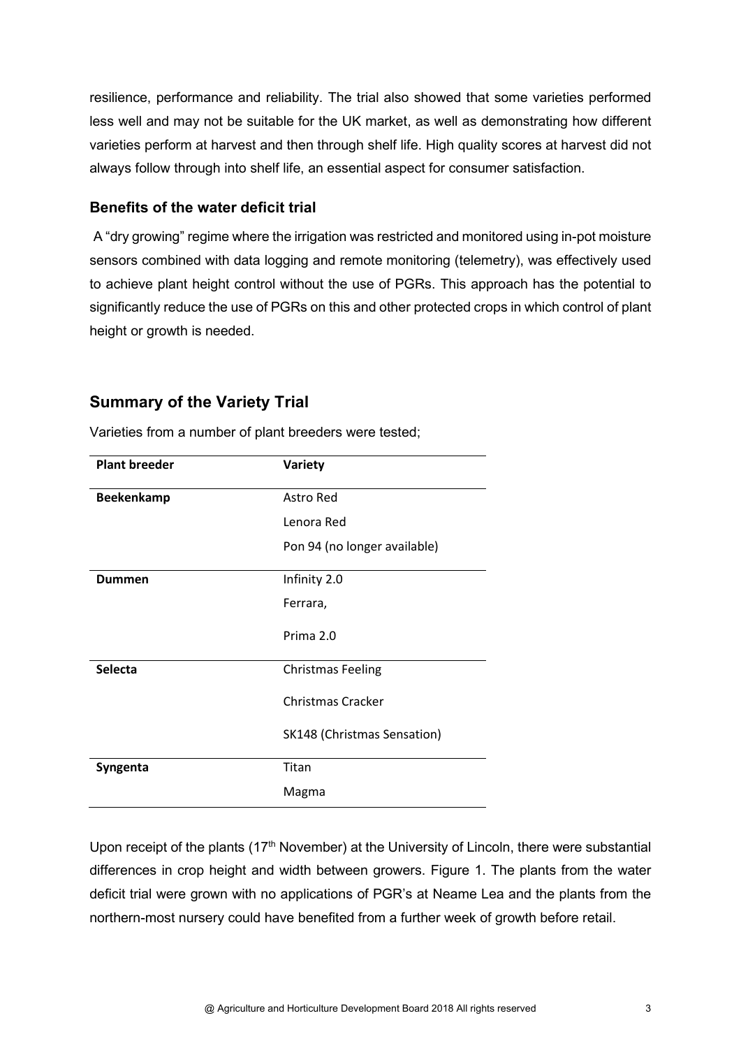resilience, performance and reliability. The trial also showed that some varieties performed less well and may not be suitable for the UK market, as well as demonstrating how different varieties perform at harvest and then through shelf life. High quality scores at harvest did not always follow through into shelf life, an essential aspect for consumer satisfaction.

### Benefits of the water deficit trial

A "dry growing" regime where the irrigation was restricted and monitored using in-pot moisture sensors combined with data logging and remote monitoring (telemetry), was effectively used to achieve plant height control without the use of PGRs. This approach has the potential to significantly reduce the use of PGRs on this and other protected crops in which control of plant height or growth is needed.

## Summary of the Variety Trial

Varieties from a number of plant breeders were tested;

| Plant breeder | Variety |
|---|---|
| **Beekenkamp** | Astro Red |
| | Lenora Red |
| | Pon 94 (no longer available) |
| **Dummen** | Infinity 2.0 |
| | Ferrara, |
| | Prima 2.0 |
| **Selecta** | Christmas Feeling |
| | Christmas Cracker |
| | SK148 (Christmas Sensation) |
| **Syngenta** | Titan |
| | Magma |

Upon receipt of the plants (17th November) at the University of Lincoln, there were substantial differences in crop height and width between growers. Figure 1. The plants from the water deficit trial were grown with no applications of PGR's at Neame Lea and the plants from the northern-most nursery could have benefited from a further week of growth before retail.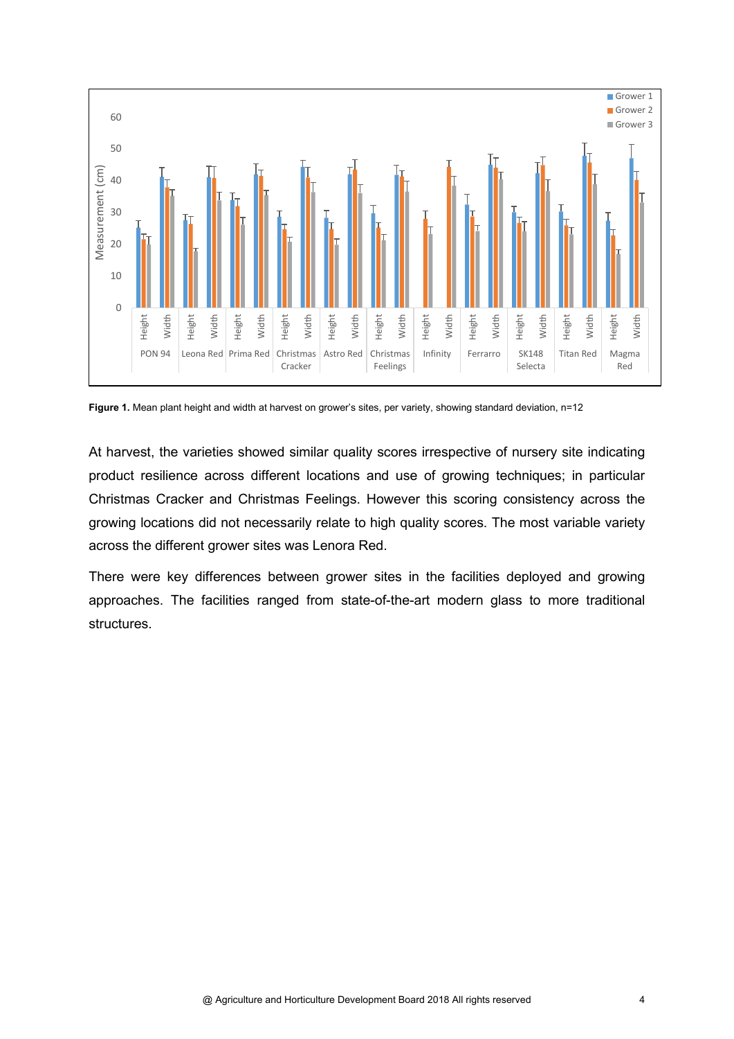**Figure 1.** Mean plant height and width at harvest on grower's sites, per variety, showing standard deviation, n=12

At harvest, the varieties showed similar quality scores irrespective of nursery site indicating product resilience across different locations and use of growing techniques; in particular Christmas Cracker and Christmas Feelings. However this scoring consistency across the growing locations did not necessarily relate to high quality scores. The most variable variety across the different grower sites was Lenora Red.

There were key differences between grower sites in the facilities deployed and growing approaches. The facilities ranged from state-of-the-art modern glass to more traditional structures.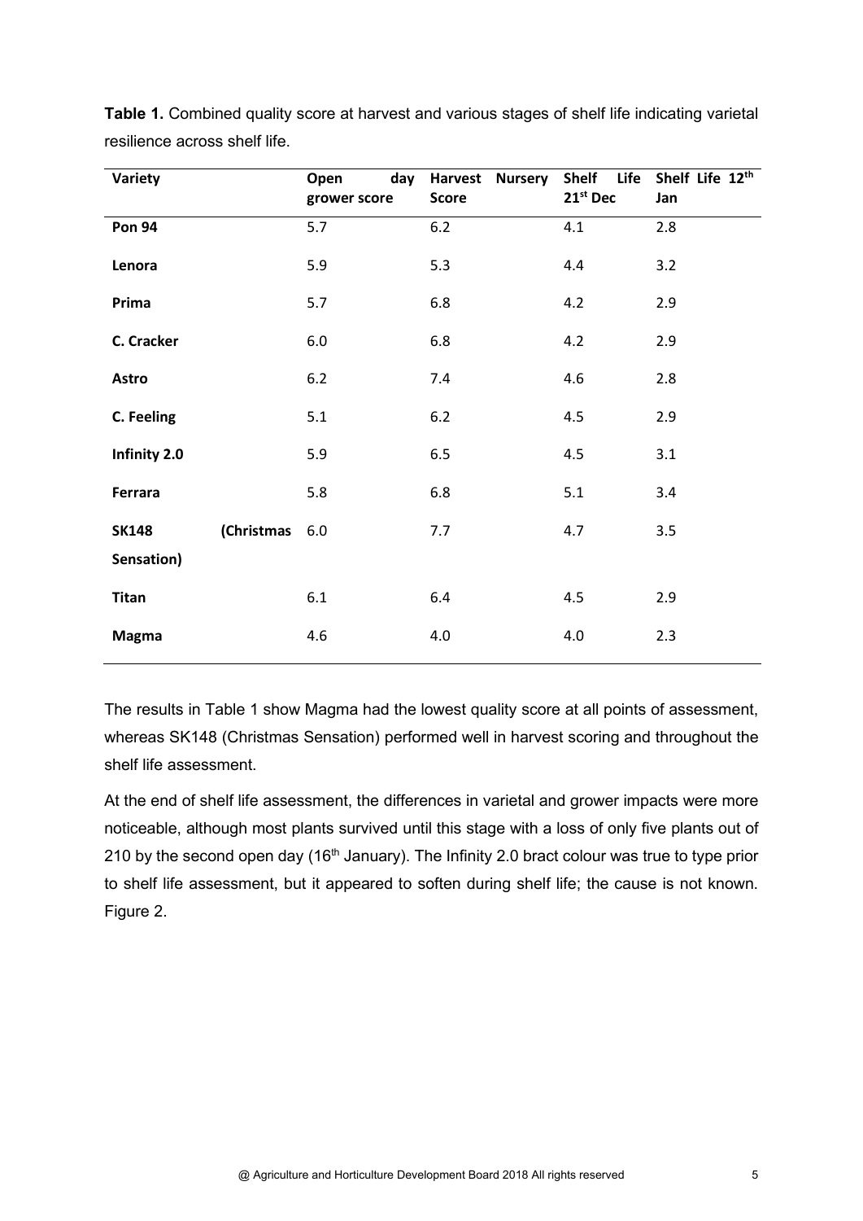**Table 1.** Combined quality score at harvest and various stages of shelf life indicating varietal resilience across shelf life.

| Variety | Open day grower score | Harvest Nursery Score | Shelf Life 21st Dec | Shelf Life 12th Jan |
|---|---|---|---|---|
| **Pon 94** | 5.7 | 6.2 | 4.1 | 2.8 |
| **Lenora** | 5.9 | 5.3 | 4.4 | 3.2 |
| **Prima** | 5.7 | 6.8 | 4.2 | 2.9 |
| **C. Cracker** | 6.0 | 6.8 | 4.2 | 2.9 |
| **Astro** | 6.2 | 7.4 | 4.6 | 2.8 |
| **C. Feeling** | 5.1 | 6.2 | 4.5 | 2.9 |
| **Infinity 2.0** | 5.9 | 6.5 | 4.5 | 3.1 |
| **Ferrara** | 5.8 | 6.8 | 5.1 | 3.4 |
| **SK148 (Christmas Sensation)** | 6.0 | 7.7 | 4.7 | 3.5 |
| **Titan** | 6.1 | 6.4 | 4.5 | 2.9 |
| **Magma** | 4.6 | 4.0 | 4.0 | 2.3 |

The results in Table 1 show Magma had the lowest quality score at all points of assessment, whereas SK148 (Christmas Sensation) performed well in harvest scoring and throughout the shelf life assessment.

At the end of shelf life assessment, the differences in varietal and grower impacts were more noticeable, although most plants survived until this stage with a loss of only five plants out of 210 by the second open day (16th January). The Infinity 2.0 bract colour was true to type prior to shelf life assessment, but it appeared to soften during shelf life; the cause is not known. Figure 2.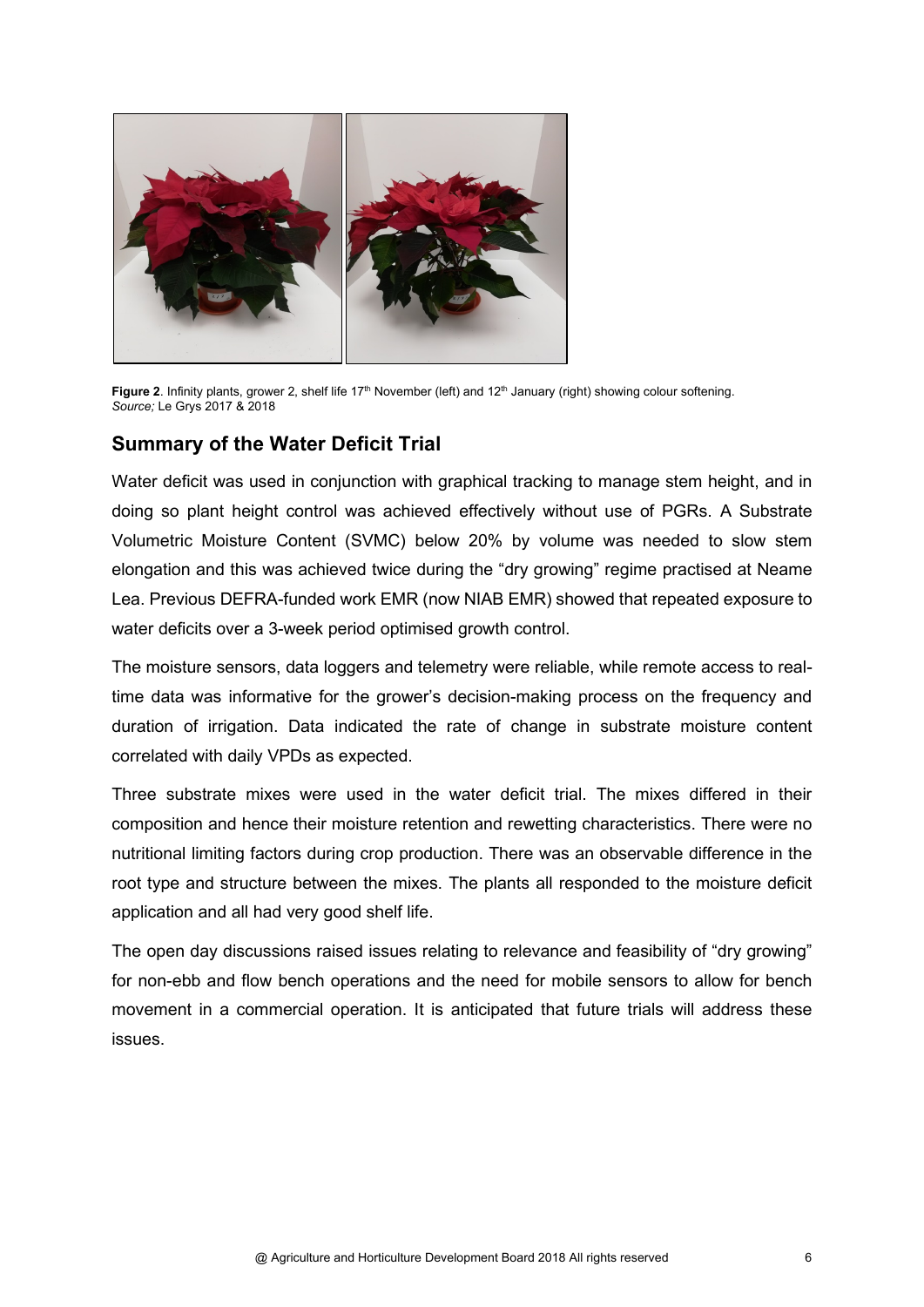**Figure 2**. Infinity plants, grower 2, shelf life 17th November (left) and 12th January (right) showing colour softening.
*Source;* Le Grys 2017 & 2018

## Summary of the Water Deficit Trial

Water deficit was used in conjunction with graphical tracking to manage stem height, and in doing so plant height control was achieved effectively without use of PGRs. A Substrate Volumetric Moisture Content (SVMC) below 20% by volume was needed to slow stem elongation and this was achieved twice during the "dry growing" regime practised at Neame Lea. Previous DEFRA-funded work EMR (now NIAB EMR) showed that repeated exposure to water deficits over a 3-week period optimised growth control.

The moisture sensors, data loggers and telemetry were reliable, while remote access to real-time data was informative for the grower's decision-making process on the frequency and duration of irrigation. Data indicated the rate of change in substrate moisture content correlated with daily VPDs as expected.

Three substrate mixes were used in the water deficit trial. The mixes differed in their composition and hence their moisture retention and rewetting characteristics. There were no nutritional limiting factors during crop production. There was an observable difference in the root type and structure between the mixes. The plants all responded to the moisture deficit application and all had very good shelf life.

The open day discussions raised issues relating to relevance and feasibility of "dry growing" for non-ebb and flow bench operations and the need for mobile sensors to allow for bench movement in a commercial operation. It is anticipated that future trials will address these issues.